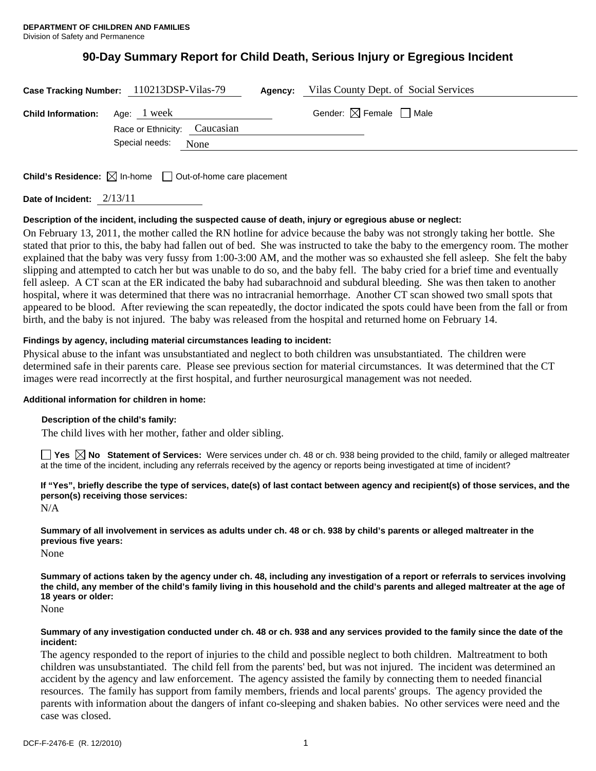**DEPARTMENT OF CHILDREN AND FAMILIES**
Division of Safety and Permanence

# 90-Day Summary Report for Child Death, Serious Injury or Egregious Incident

**Case Tracking Number:** 110213DSP-Vilas-79 **Agency:** Vilas County Dept. of Social Services

**Child Information:** Age: 1 week Gender: ☒ Female ☐ Male

Race or Ethnicity: Caucasian

Special needs: None

**Child's Residence:** ☒ In-home ☐ Out-of-home care placement

**Date of Incident:** 2/13/11

**Description of the incident, including the suspected cause of death, injury or egregious abuse or neglect:**

On February 13, 2011, the mother called the RN hotline for advice because the baby was not strongly taking her bottle. She stated that prior to this, the baby had fallen out of bed. She was instructed to take the baby to the emergency room. The mother explained that the baby was very fussy from 1:00-3:00 AM, and the mother was so exhausted she fell asleep. She felt the baby slipping and attempted to catch her but was unable to do so, and the baby fell. The baby cried for a brief time and eventually fell asleep. A CT scan at the ER indicated the baby had subarachnoid and subdural bleeding. She was then taken to another hospital, where it was determined that there was no intracranial hemorrhage. Another CT scan showed two small spots that appeared to be blood. After reviewing the scan repeatedly, the doctor indicated the spots could have been from the fall or from birth, and the baby is not injured. The baby was released from the hospital and returned home on February 14.

**Findings by agency, including material circumstances leading to incident:**

Physical abuse to the infant was unsubstantiated and neglect to both children was unsubstantiated. The children were determined safe in their parents care. Please see previous section for material circumstances. It was determined that the CT images were read incorrectly at the first hospital, and further neurosurgical management was not needed.

**Additional information for children in home:**

**Description of the child's family:**

The child lives with her mother, father and older sibling.

☐ **Yes** ☒ **No** **Statement of Services:** Were services under ch. 48 or ch. 938 being provided to the child, family or alleged maltreater at the time of the incident, including any referrals received by the agency or reports being investigated at time of incident?

**If "Yes", briefly describe the type of services, date(s) of last contact between agency and recipient(s) of those services, and the person(s) receiving those services:**

N/A

**Summary of all involvement in services as adults under ch. 48 or ch. 938 by child's parents or alleged maltreater in the previous five years:**

None

**Summary of actions taken by the agency under ch. 48, including any investigation of a report or referrals to services involving the child, any member of the child's family living in this household and the child's parents and alleged maltreater at the age of 18 years or older:**

None

**Summary of any investigation conducted under ch. 48 or ch. 938 and any services provided to the family since the date of the incident:**

The agency responded to the report of injuries to the child and possible neglect to both children. Maltreatment to both children was unsubstantiated. The child fell from the parents' bed, but was not injured. The incident was determined an accident by the agency and law enforcement. The agency assisted the family by connecting them to needed financial resources. The family has support from family members, friends and local parents' groups. The agency provided the parents with information about the dangers of infant co-sleeping and shaken babies. No other services were need and the case was closed.

DCF-F-2476-E (R. 12/2010)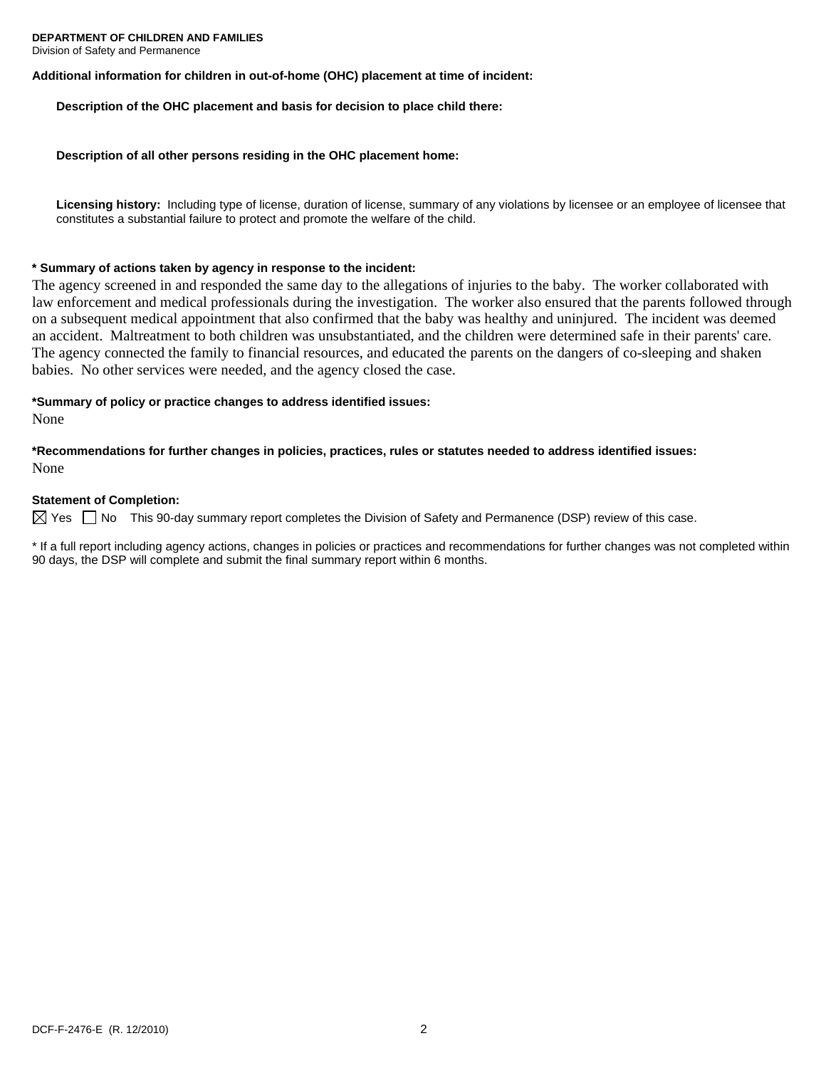**DEPARTMENT OF CHILDREN AND FAMILIES**
Division of Safety and Permanence

**Additional information for children in out-of-home (OHC) placement at time of incident:**

**Description of the OHC placement and basis for decision to place child there:**

**Description of all other persons residing in the OHC placement home:**

**Licensing history:** Including type of license, duration of license, summary of any violations by licensee or an employee of licensee that constitutes a substantial failure to protect and promote the welfare of the child.

**\* Summary of actions taken by agency in response to the incident:**

The agency screened in and responded the same day to the allegations of injuries to the baby. The worker collaborated with law enforcement and medical professionals during the investigation. The worker also ensured that the parents followed through on a subsequent medical appointment that also confirmed that the baby was healthy and uninjured. The incident was deemed an accident. Maltreatment to both children was unsubstantiated, and the children were determined safe in their parents' care. The agency connected the family to financial resources, and educated the parents on the dangers of co-sleeping and shaken babies. No other services were needed, and the agency closed the case.

**\*Summary of policy or practice changes to address identified issues:**

None

**\*Recommendations for further changes in policies, practices, rules or statutes needed to address identified issues:**

None

**Statement of Completion:**

☒ Yes ☐ No This 90-day summary report completes the Division of Safety and Permanence (DSP) review of this case.

\* If a full report including agency actions, changes in policies or practices and recommendations for further changes was not completed within 90 days, the DSP will complete and submit the final summary report within 6 months.

DCF-F-2476-E (R. 12/2010)